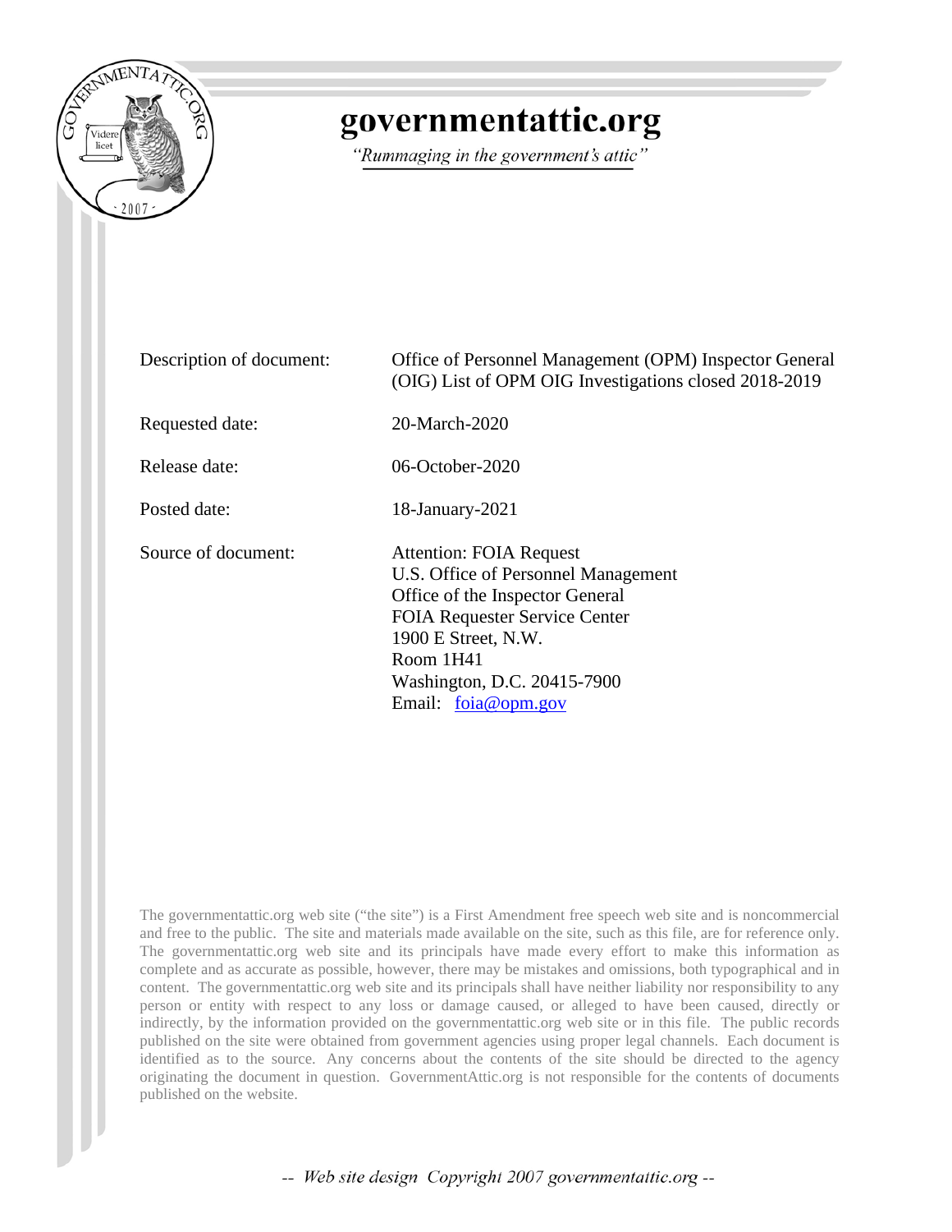# governmentattic.org

*"Rummaging in the government's attic"*

| | |
|---|---|
| Description of document: | Office of Personnel Management (OPM) Inspector General (OIG) List of OPM OIG Investigations closed 2018-2019 |
| Requested date: | 20-March-2020 |
| Release date: | 06-October-2020 |
| Posted date: | 18-January-2021 |
| Source of document: | Attention: FOIA Request<br>U.S. Office of Personnel Management<br>Office of the Inspector General<br>FOIA Requester Service Center<br>1900 E Street, N.W.<br>Room 1H41<br>Washington, D.C. 20415-7900<br>Email: foia@opm.gov |

The governmentattic.org web site ("the site") is a First Amendment free speech web site and is noncommercial and free to the public. The site and materials made available on the site, such as this file, are for reference only. The governmentattic.org web site and its principals have made every effort to make this information as complete and as accurate as possible, however, there may be mistakes and omissions, both typographical and in content. The governmentattic.org web site and its principals shall have neither liability nor responsibility to any person or entity with respect to any loss or damage caused, or alleged to have been caused, directly or indirectly, by the information provided on the governmentattic.org web site or in this file. The public records published on the site were obtained from government agencies using proper legal channels. Each document is identified as to the source. Any concerns about the contents of the site should be directed to the agency originating the document in question. GovernmentAttic.org is not responsible for the contents of documents published on the website.

*-- Web site design Copyright 2007 governmentattic.org --*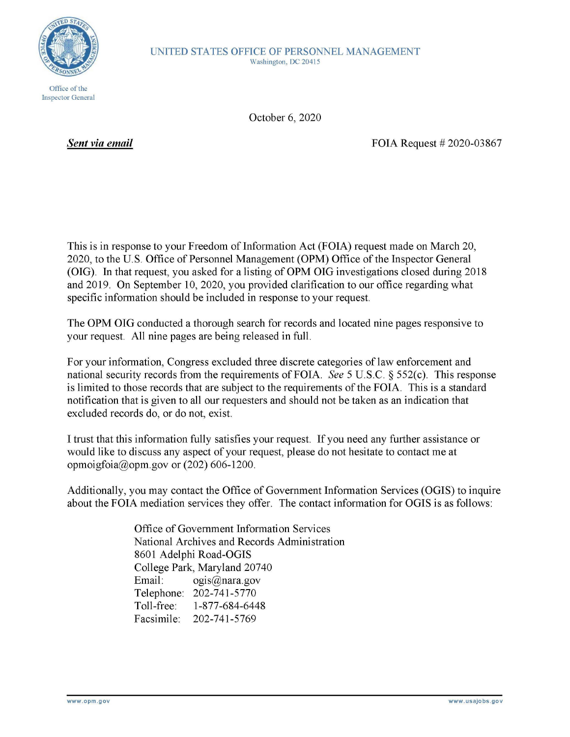UNITED STATES OFFICE OF PERSONNEL MANAGEMENT
Washington, DC 20415

Office of the Inspector General

October 6, 2020

***Sent via email***

FOIA Request # 2020-03867

This is in response to your Freedom of Information Act (FOIA) request made on March 20, 2020, to the U.S. Office of Personnel Management (OPM) Office of the Inspector General (OIG). In that request, you asked for a listing of OPM OIG investigations closed during 2018 and 2019. On September 10, 2020, you provided clarification to our office regarding what specific information should be included in response to your request.

The OPM OIG conducted a thorough search for records and located nine pages responsive to your request. All nine pages are being released in full.

For your information, Congress excluded three discrete categories of law enforcement and national security records from the requirements of FOIA. *See* 5 U.S.C. § 552(c). This response is limited to those records that are subject to the requirements of the FOIA. This is a standard notification that is given to all our requesters and should not be taken as an indication that excluded records do, or do not, exist.

I trust that this information fully satisfies your request. If you need any further assistance or would like to discuss any aspect of your request, please do not hesitate to contact me at opmoigfoia@opm.gov or (202) 606-1200.

Additionally, you may contact the Office of Government Information Services (OGIS) to inquire about the FOIA mediation services they offer. The contact information for OGIS is as follows:

Office of Government Information Services
National Archives and Records Administration
8601 Adelphi Road-OGIS
College Park, Maryland 20740
Email: ogis@nara.gov
Telephone: 202-741-5770
Toll-free: 1-877-684-6448
Facsimile: 202-741-5769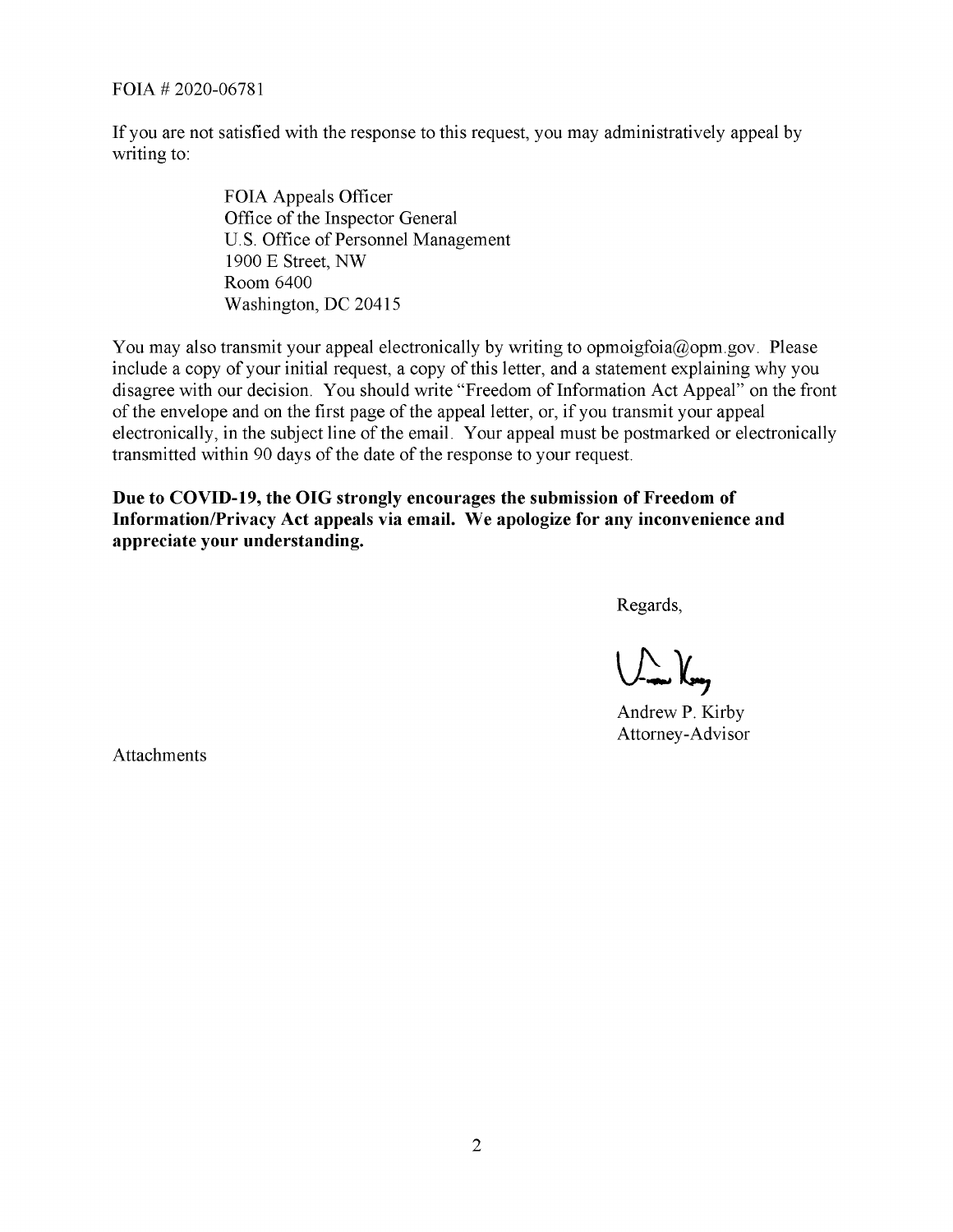FOIA # 2020-06781

If you are not satisfied with the response to this request, you may administratively appeal by writing to:

> FOIA Appeals Officer
> Office of the Inspector General
> U.S. Office of Personnel Management
> 1900 E Street, NW
> Room 6400
> Washington, DC 20415

You may also transmit your appeal electronically by writing to opmoigfoia@opm.gov. Please include a copy of your initial request, a copy of this letter, and a statement explaining why you disagree with our decision. You should write "Freedom of Information Act Appeal" on the front of the envelope and on the first page of the appeal letter, or, if you transmit your appeal electronically, in the subject line of the email. Your appeal must be postmarked or electronically transmitted within 90 days of the date of the response to your request.

**Due to COVID-19, the OIG strongly encourages the submission of Freedom of Information/Privacy Act appeals via email. We apologize for any inconvenience and appreciate your understanding.**

Regards,

Andrew P. Kirby
Attorney-Advisor

Attachments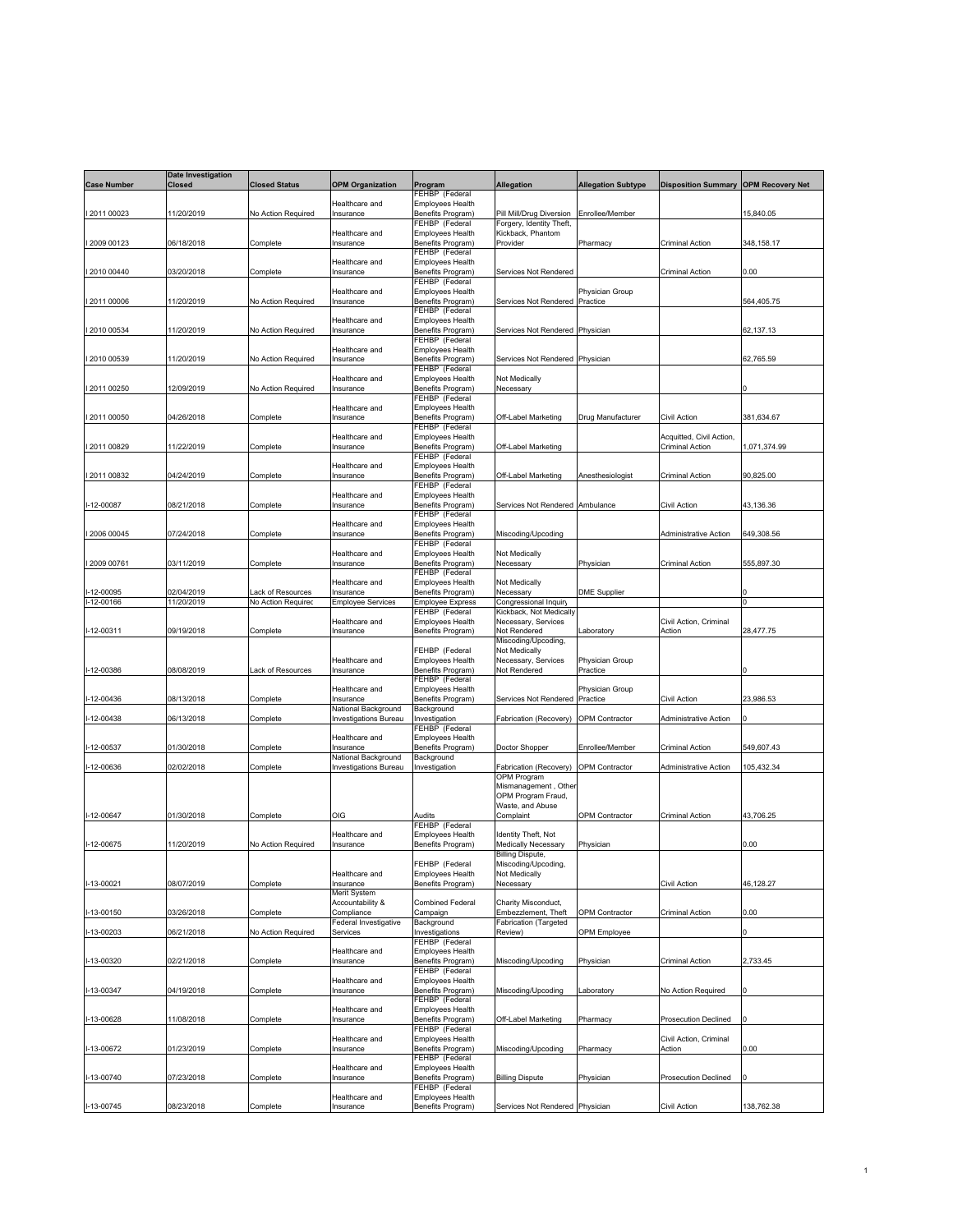| Case Number | Date Investigation Closed | Closed Status | OPM Organization | Program | Allegation | Allegation Subtype | Disposition Summary | OPM Recovery Net |
|---|---|---|---|---|---|---|---|---|
| I 2011 00023 | 11/20/2019 | No Action Required | Healthcare and Insurance | FEHBP (Federal Employees Health Benefits Program) | Pill Mill/Drug Diversion | Enrollee/Member | | 15,840.05 |
| I 2009 00123 | 06/18/2018 | Complete | Healthcare and Insurance | FEHBP (Federal Employees Health Benefits Program) | Forgery, Identity Theft, Kickback, Phantom Provider | Pharmacy | Criminal Action | 348,158.17 |
| I 2010 00440 | 03/20/2018 | Complete | Healthcare and Insurance | FEHBP (Federal Employees Health Benefits Program) | Services Not Rendered | | Criminal Action | 0.00 |
| I 2011 00006 | 11/20/2019 | No Action Required | Healthcare and Insurance | FEHBP (Federal Employees Health Benefits Program) | Services Not Rendered | Physician Group Practice | | 564,405.75 |
| I 2010 00534 | 11/20/2019 | No Action Required | Healthcare and Insurance | FEHBP (Federal Employees Health Benefits Program) | Services Not Rendered | Physician | | 62,137.13 |
| I 2010 00539 | 11/20/2019 | No Action Required | Healthcare and Insurance | FEHBP (Federal Employees Health Benefits Program) | Services Not Rendered | Physician | | 62,765.59 |
| I 2011 00250 | 12/09/2019 | No Action Required | Healthcare and Insurance | FEHBP (Federal Employees Health Benefits Program) | Not Medically Necessary | | | 0 |
| I 2011 00050 | 04/26/2018 | Complete | Healthcare and Insurance | FEHBP (Federal Employees Health Benefits Program) | Off-Label Marketing | Drug Manufacturer | Civil Action | 381,634.67 |
| I 2011 00829 | 11/22/2019 | Complete | Healthcare and Insurance | FEHBP (Federal Employees Health Benefits Program) | Off-Label Marketing | | Acquitted, Civil Action, Criminal Action | 1,071,374.99 |
| I 2011 00832 | 04/24/2019 | Complete | Healthcare and Insurance | FEHBP (Federal Employees Health Benefits Program) | Off-Label Marketing | Anesthesiologist | Criminal Action | 90,825.00 |
| I-12-00087 | 08/21/2018 | Complete | Healthcare and Insurance | FEHBP (Federal Employees Health Benefits Program) | Services Not Rendered | Ambulance | Civil Action | 43,136.36 |
| I 2006 00045 | 07/24/2018 | Complete | Healthcare and Insurance | FEHBP (Federal Employees Health Benefits Program) | Miscoding/Upcoding | | Administrative Action | 649,308.56 |
| I 2009 00761 | 03/11/2019 | Complete | Healthcare and Insurance | FEHBP (Federal Employees Health Benefits Program) | Not Medically Necessary | Physician | Criminal Action | 555,897.30 |
| I-12-00095 | 02/04/2019 | Lack of Resources | Healthcare and Insurance | FEHBP (Federal Employees Health Benefits Program) | Not Medically Necessary | DME Supplier | | 0 |
| I-12-00166 | 11/20/2019 | No Action Requirec | Employee Services | Employee Express | Congressional Inquiry | | | 0 |
| I-12-00311 | 09/19/2018 | Complete | Healthcare and Insurance | FEHBP (Federal Employees Health Benefits Program) | Kickback, Not Medically Necessary, Services Not Rendered | Laboratory | Civil Action, Criminal Action | 28,477.75 |
| I-12-00386 | 08/08/2019 | Lack of Resources | Healthcare and Insurance | FEHBP (Federal Employees Health Benefits Program) | Miscoding/Upcoding, Not Medically Necessary, Services Not Rendered | Physician Group Practice | | 0 |
| I-12-00436 | 08/13/2018 | Complete | Healthcare and Insurance | FEHBP (Federal Employees Health Benefits Program) | Services Not Rendered | Physician Group Practice | Civil Action | 23,986.53 |
| I-12-00438 | 06/13/2018 | Complete | National Background Investigations Bureau | Background Investigation | Fabrication (Recovery) | OPM Contractor | Administrative Action | 0 |
| I-12-00537 | 01/30/2018 | Complete | Healthcare and Insurance | FEHBP (Federal Employees Health Benefits Program) | Doctor Shopper | Enrollee/Member | Criminal Action | 549,607.43 |
| I-12-00636 | 02/02/2018 | Complete | National Background Investigations Bureau | Background Investigation | Fabrication (Recovery) | OPM Contractor | Administrative Action | 105,432.34 |
| I-12-00647 | 01/30/2018 | Complete | OIG | Audits | OPM Program Mismanagement , Other OPM Program Fraud, Waste, and Abuse Complaint | OPM Contractor | Criminal Action | 43,706.25 |
| I-12-00675 | 11/20/2019 | No Action Required | Healthcare and Insurance | FEHBP (Federal Employees Health Benefits Program) | Identity Theft, Not Medically Necessary | Physician | | 0.00 |
| I-13-00021 | 08/07/2019 | Complete | Healthcare and Insurance | FEHBP (Federal Employees Health Benefits Program) | Billing Dispute, Miscoding/Upcoding, Not Medically Necessary | | Civil Action | 46,128.27 |
| I-13-00150 | 03/26/2018 | Complete | Merit System Accountability & Compliance | Combined Federal Campaign | Charity Misconduct, Embezzlement, Theft | OPM Contractor | Criminal Action | 0.00 |
| I-13-00203 | 06/21/2018 | No Action Required | Federal Investigative Services | Background Investigations | Fabrication (Targeted Review) | OPM Employee | | 0 |
| I-13-00320 | 02/21/2018 | Complete | Healthcare and Insurance | FEHBP (Federal Employees Health Benefits Program) | Miscoding/Upcoding | Physician | Criminal Action | 2,733.45 |
| I-13-00347 | 04/19/2018 | Complete | Healthcare and Insurance | FEHBP (Federal Employees Health Benefits Program) | Miscoding/Upcoding | Laboratory | No Action Required | 0 |
| I-13-00628 | 11/08/2018 | Complete | Healthcare and Insurance | FEHBP (Federal Employees Health Benefits Program) | Off-Label Marketing | Pharmacy | Prosecution Declined | 0 |
| I-13-00672 | 01/23/2019 | Complete | Healthcare and Insurance | FEHBP (Federal Employees Health Benefits Program) | Miscoding/Upcoding | Pharmacy | Civil Action, Criminal Action | 0.00 |
| I-13-00740 | 07/23/2018 | Complete | Healthcare and Insurance | FEHBP (Federal Employees Health Benefits Program) | Billing Dispute | Physician | Prosecution Declined | 0 |
| I-13-00745 | 08/23/2018 | Complete | Healthcare and Insurance | FEHBP (Federal Employees Health Benefits Program) | Services Not Rendered | Physician | Civil Action | 138,762.38 |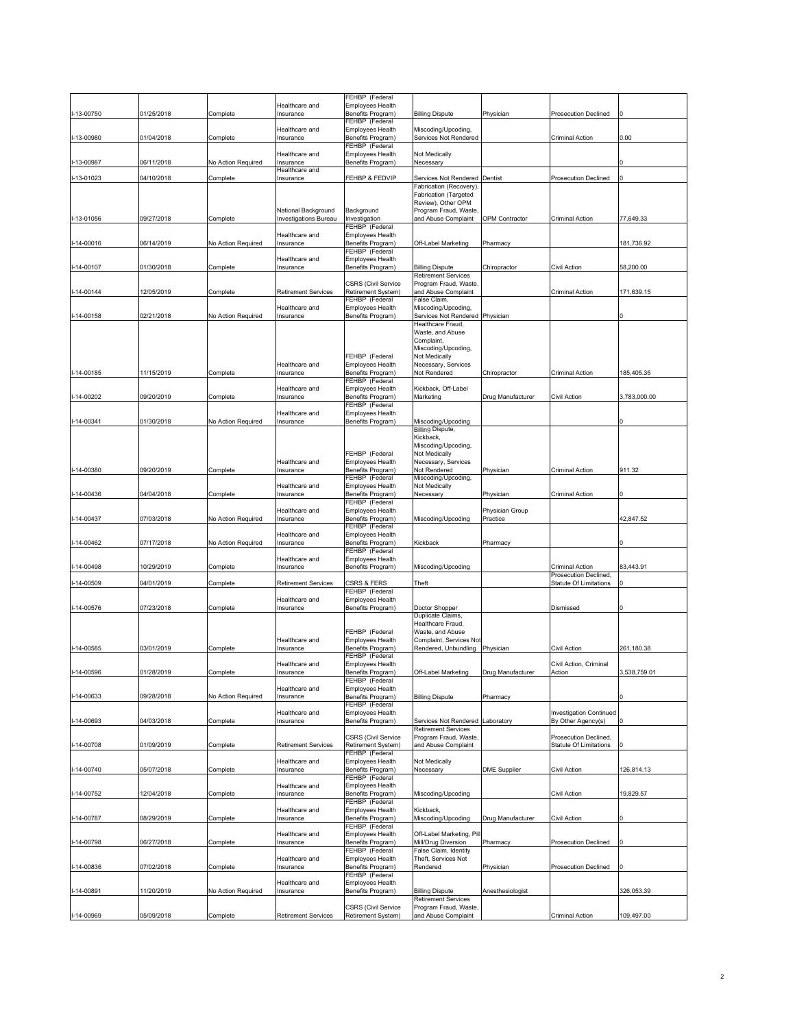| | | | | | | | | |
|---|---|---|---|---|---|---|---|---|
| I-13-00750 | 01/25/2018 | Complete | Healthcare and Insurance | FEHBP (Federal Employees Health Benefits Program) | Billing Dispute | Physician | Prosecution Declined | 0 |
| I-13-00980 | 01/04/2018 | Complete | Healthcare and Insurance | FEHBP (Federal Employees Health Benefits Program) | Miscoding/Upcoding, Services Not Rendered | | Criminal Action | 0.00 |
| I-13-00987 | 06/11/2018 | No Action Required | Healthcare and Insurance | FEHBP (Federal Employees Health Benefits Program) | Not Medically Necessary | | | 0 |
| I-13-01023 | 04/10/2018 | Complete | Healthcare and Insurance | FEHBP & FEDVIP | Services Not Rendered | Dentist | Prosecution Declined | 0 |
| I-13-01056 | 09/27/2018 | Complete | National Background Investigations Bureau | Background Investigation | Fabrication (Recovery), Fabrication (Targeted Review), Other OPM Program Fraud, Waste, and Abuse Complaint | OPM Contractor | Criminal Action | 77,649.33 |
| I-14-00016 | 06/14/2019 | No Action Required | Healthcare and Insurance | FEHBP (Federal Employees Health Benefits Program) | Off-Label Marketing | Pharmacy | | 181,736.92 |
| I-14-00107 | 01/30/2018 | Complete | Healthcare and Insurance | FEHBP (Federal Employees Health Benefits Program) | Billing Dispute | Chiropractor | Civil Action | 58,200.00 |
| I-14-00144 | 12/05/2019 | Complete | Retirement Services | CSRS (Civil Service Retirement System) | Retirement Services Program Fraud, Waste, and Abuse Complaint | | Criminal Action | 171,639.15 |
| I-14-00158 | 02/21/2018 | No Action Required | Healthcare and Insurance | FEHBP (Federal Employees Health Benefits Program) | False Claim, Miscoding/Upcoding, Services Not Rendered | Physician | | 0 |
| I-14-00185 | 11/15/2019 | Complete | Healthcare and Insurance | FEHBP (Federal Employees Health Benefits Program) | Healthcare Fraud, Waste, and Abuse Complaint, Miscoding/Upcoding, Not Medically Necessary, Services Not Rendered | Chiropractor | Criminal Action | 185,405.35 |
| I-14-00202 | 09/20/2019 | Complete | Healthcare and Insurance | FEHBP (Federal Employees Health Benefits Program) | Kickback, Off-Label Marketing | Drug Manufacturer | Civil Action | 3,783,000.00 |
| I-14-00341 | 01/30/2018 | No Action Required | Healthcare and Insurance | FEHBP (Federal Employees Health Benefits Program) | Miscoding/Upcoding | | | 0 |
| I-14-00380 | 09/20/2019 | Complete | Healthcare and Insurance | FEHBP (Federal Employees Health Benefits Program) | Billing Dispute, Kickback, Miscoding/Upcoding, Not Medically Necessary, Services Not Rendered | Physician | Criminal Action | 911.32 |
| I-14-00436 | 04/04/2018 | Complete | Healthcare and Insurance | FEHBP (Federal Employees Health Benefits Program) | Miscoding/Upcoding, Not Medically Necessary | Physician | Criminal Action | 0 |
| I-14-00437 | 07/03/2018 | No Action Required | Healthcare and Insurance | FEHBP (Federal Employees Health Benefits Program) | Miscoding/Upcoding | Physician Group Practice | | 42,847.52 |
| I-14-00462 | 07/17/2018 | No Action Required | Healthcare and Insurance | FEHBP (Federal Employees Health Benefits Program) | Kickback | Pharmacy | | 0 |
| I-14-00498 | 10/29/2019 | Complete | Healthcare and Insurance | FEHBP (Federal Employees Health Benefits Program) | Miscoding/Upcoding | | Criminal Action | 83,443.91 |
| I-14-00509 | 04/01/2019 | Complete | Retirement Services | CSRS & FERS | Theft | | Prosecution Declined, Statute Of Limitations | 0 |
| I-14-00576 | 07/23/2018 | Complete | Healthcare and Insurance | FEHBP (Federal Employees Health Benefits Program) | Doctor Shopper | | Dismissed | 0 |
| I-14-00585 | 03/01/2019 | Complete | Healthcare and Insurance | FEHBP (Federal Employees Health Benefits Program) | Duplicate Claims, Healthcare Fraud, Waste, and Abuse Complaint, Services Not Rendered, Unbundling | Physician | Civil Action | 261,180.38 |
| I-14-00596 | 01/28/2019 | Complete | Healthcare and Insurance | FEHBP (Federal Employees Health Benefits Program) | Off-Label Marketing | Drug Manufacturer | Civil Action, Criminal Action | 3,538,759.01 |
| I-14-00633 | 09/28/2018 | No Action Required | Healthcare and Insurance | FEHBP (Federal Employees Health Benefits Program) | Billing Dispute | Pharmacy | | 0 |
| I-14-00693 | 04/03/2018 | Complete | Healthcare and Insurance | FEHBP (Federal Employees Health Benefits Program) | Services Not Rendered | Laboratory | Investigation Continued By Other Agency(s) | 0 |
| I-14-00708 | 01/09/2019 | Complete | Retirement Services | CSRS (Civil Service Retirement System) | Retirement Services Program Fraud, Waste, and Abuse Complaint | | Prosecution Declined, Statute Of Limitations | 0 |
| I-14-00740 | 05/07/2018 | Complete | Healthcare and Insurance | FEHBP (Federal Employees Health Benefits Program) | Not Medically Necessary | DME Supplier | Civil Action | 126,814.13 |
| I-14-00752 | 12/04/2018 | Complete | Healthcare and Insurance | FEHBP (Federal Employees Health Benefits Program) | Miscoding/Upcoding | | Civil Action | 19,829.57 |
| I-14-00787 | 08/29/2019 | Complete | Healthcare and Insurance | FEHBP (Federal Employees Health Benefits Program) | Kickback, Miscoding/Upcoding | Drug Manufacturer | Civil Action | 0 |
| I-14-00798 | 06/27/2018 | Complete | Healthcare and Insurance | FEHBP (Federal Employees Health Benefits Program) | Off-Label Marketing, Pill Mill/Drug Diversion | Pharmacy | Prosecution Declined | 0 |
| I-14-00836 | 07/02/2018 | Complete | Healthcare and Insurance | FEHBP (Federal Employees Health Benefits Program) | False Claim, Identity Theft, Services Not Rendered | Physician | Prosecution Declined | 0 |
| I-14-00891 | 11/20/2019 | No Action Required | Healthcare and Insurance | FEHBP (Federal Employees Health Benefits Program) | Billing Dispute | Anesthesiologist | | 326,053.39 |
| I-14-00969 | 05/09/2018 | Complete | Retirement Services | CSRS (Civil Service Retirement System) | Retirement Services Program Fraud, Waste, and Abuse Complaint | | Criminal Action | 109,497.00 |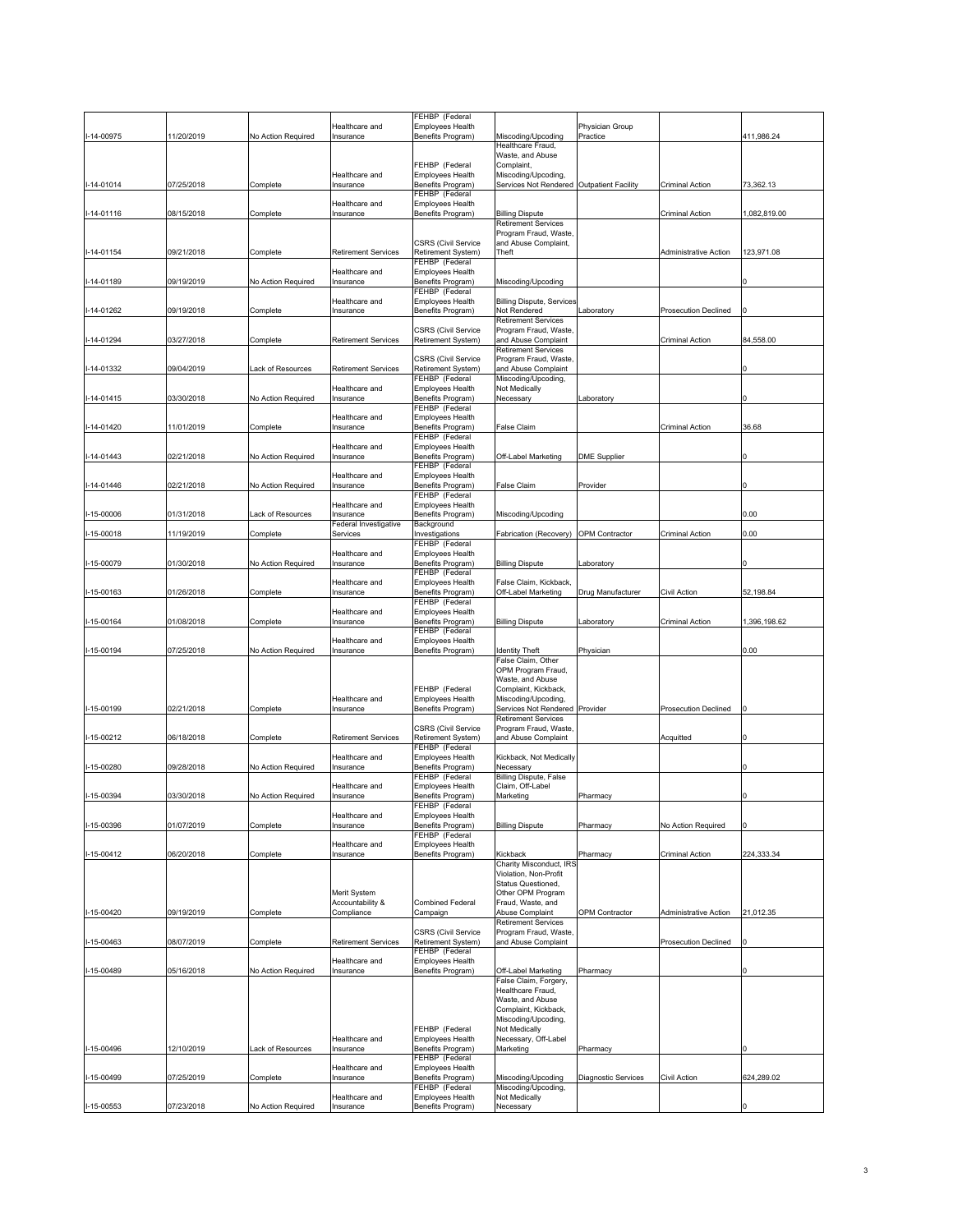| | | | | | | | | |
|---|---|---|---|---|---|---|---|---|
| I-14-00975 | 11/20/2019 | No Action Required | Healthcare and Insurance | FEHBP (Federal Employees Health Benefits Program) | Miscoding/Upcoding | Physician Group Practice | | 411,986.24 |
| I-14-01014 | 07/25/2018 | Complete | Healthcare and Insurance | FEHBP (Federal Employees Health Benefits Program) | Healthcare Fraud, Waste, and Abuse Complaint, Miscoding/Upcoding, Services Not Rendered | Outpatient Facility | Criminal Action | 73,362.13 |
| I-14-01116 | 08/15/2018 | Complete | Healthcare and Insurance | FEHBP (Federal Employees Health Benefits Program) | Billing Dispute | | Criminal Action | 1,082,819.00 |
| I-14-01154 | 09/21/2018 | Complete | Retirement Services | CSRS (Civil Service Retirement System) | Retirement Services Program Fraud, Waste, and Abuse Complaint, Theft | | Administrative Action | 123,971.08 |
| I-14-01189 | 09/19/2019 | No Action Required | Healthcare and Insurance | FEHBP (Federal Employees Health Benefits Program) | Miscoding/Upcoding | | | 0 |
| I-14-01262 | 09/19/2018 | Complete | Healthcare and Insurance | FEHBP (Federal Employees Health Benefits Program) | Billing Dispute, Services Not Rendered | Laboratory | Prosecution Declined | 0 |
| I-14-01294 | 03/27/2018 | Complete | Retirement Services | CSRS (Civil Service Retirement System) | Retirement Services Program Fraud, Waste, and Abuse Complaint | | Criminal Action | 84,558.00 |
| I-14-01332 | 09/04/2019 | Lack of Resources | Retirement Services | CSRS (Civil Service Retirement System) | Retirement Services Program Fraud, Waste, and Abuse Complaint | | | 0 |
| I-14-01415 | 03/30/2018 | No Action Required | Healthcare and Insurance | FEHBP (Federal Employees Health Benefits Program) | Miscoding/Upcoding, Not Medically Necessary | Laboratory | | 0 |
| I-14-01420 | 11/01/2019 | Complete | Healthcare and Insurance | FEHBP (Federal Employees Health Benefits Program) | False Claim | | Criminal Action | 36.68 |
| I-14-01443 | 02/21/2018 | No Action Required | Healthcare and Insurance | FEHBP (Federal Employees Health Benefits Program) | Off-Label Marketing | DME Supplier | | 0 |
| I-14-01446 | 02/21/2018 | No Action Required | Healthcare and Insurance | FEHBP (Federal Employees Health Benefits Program) | False Claim | Provider | | 0 |
| I-15-00006 | 01/31/2018 | Lack of Resources | Healthcare and Insurance | FEHBP (Federal Employees Health Benefits Program) | Miscoding/Upcoding | | | 0.00 |
| I-15-00018 | 11/19/2019 | Complete | Federal Investigative Services | Background Investigations | Fabrication (Recovery) | OPM Contractor | Criminal Action | 0.00 |
| I-15-00079 | 01/30/2018 | No Action Required | Healthcare and Insurance | FEHBP (Federal Employees Health Benefits Program) | Billing Dispute | Laboratory | | 0 |
| I-15-00163 | 01/26/2018 | Complete | Healthcare and Insurance | FEHBP (Federal Employees Health Benefits Program) | False Claim, Kickback, Off-Label Marketing | Drug Manufacturer | Civil Action | 52,198.84 |
| I-15-00164 | 01/08/2018 | Complete | Healthcare and Insurance | FEHBP (Federal Employees Health Benefits Program) | Billing Dispute | Laboratory | Criminal Action | 1,396,198.62 |
| I-15-00194 | 07/25/2018 | No Action Required | Healthcare and Insurance | FEHBP (Federal Employees Health Benefits Program) | Identity Theft | Physician | | 0.00 |
| I-15-00199 | 02/21/2018 | Complete | Healthcare and Insurance | FEHBP (Federal Employees Health Benefits Program) | False Claim, Other OPM Program Fraud, Waste, and Abuse Complaint, Kickback, Miscoding/Upcoding, Services Not Rendered | Provider | Prosecution Declined | 0 |
| I-15-00212 | 06/18/2018 | Complete | Retirement Services | CSRS (Civil Service Retirement System) | Retirement Services Program Fraud, Waste, and Abuse Complaint | | Acquitted | 0 |
| I-15-00280 | 09/28/2018 | No Action Required | Healthcare and Insurance | FEHBP (Federal Employees Health Benefits Program) | Kickback, Not Medically Necessary | | | 0 |
| I-15-00394 | 03/30/2018 | No Action Required | Healthcare and Insurance | FEHBP (Federal Employees Health Benefits Program) | Billing Dispute, False Claim, Off-Label Marketing | Pharmacy | | 0 |
| I-15-00396 | 01/07/2019 | Complete | Healthcare and Insurance | FEHBP (Federal Employees Health Benefits Program) | Billing Dispute | Pharmacy | No Action Required | 0 |
| I-15-00412 | 06/20/2018 | Complete | Healthcare and Insurance | FEHBP (Federal Employees Health Benefits Program) | Kickback | Pharmacy | Criminal Action | 224,333.34 |
| I-15-00420 | 09/19/2019 | Complete | Merit System Accountability & Compliance | Combined Federal Campaign | Charity Misconduct, IRS Violation, Non-Profit Status Questioned, Other OPM Program Fraud, Waste, and Abuse Complaint | OPM Contractor | Administrative Action | 21,012.35 |
| I-15-00463 | 08/07/2019 | Complete | Retirement Services | CSRS (Civil Service Retirement System) | Retirement Services Program Fraud, Waste, and Abuse Complaint | | Prosecution Declined | 0 |
| I-15-00489 | 05/16/2018 | No Action Required | Healthcare and Insurance | FEHBP (Federal Employees Health Benefits Program) | Off-Label Marketing | Pharmacy | | 0 |
| I-15-00496 | 12/10/2019 | Lack of Resources | Healthcare and Insurance | FEHBP (Federal Employees Health Benefits Program) | False Claim, Forgery, Healthcare Fraud, Waste, and Abuse Complaint, Kickback, Miscoding/Upcoding, Not Medically Necessary, Off-Label Marketing | Pharmacy | | 0 |
| I-15-00499 | 07/25/2019 | Complete | Healthcare and Insurance | FEHBP (Federal Employees Health Benefits Program) | Miscoding/Upcoding | Diagnostic Services | Civil Action | 624,289.02 |
| I-15-00553 | 07/23/2018 | No Action Required | Healthcare and Insurance | FEHBP (Federal Employees Health Benefits Program) | Miscoding/Upcoding, Not Medically Necessary | | | 0 |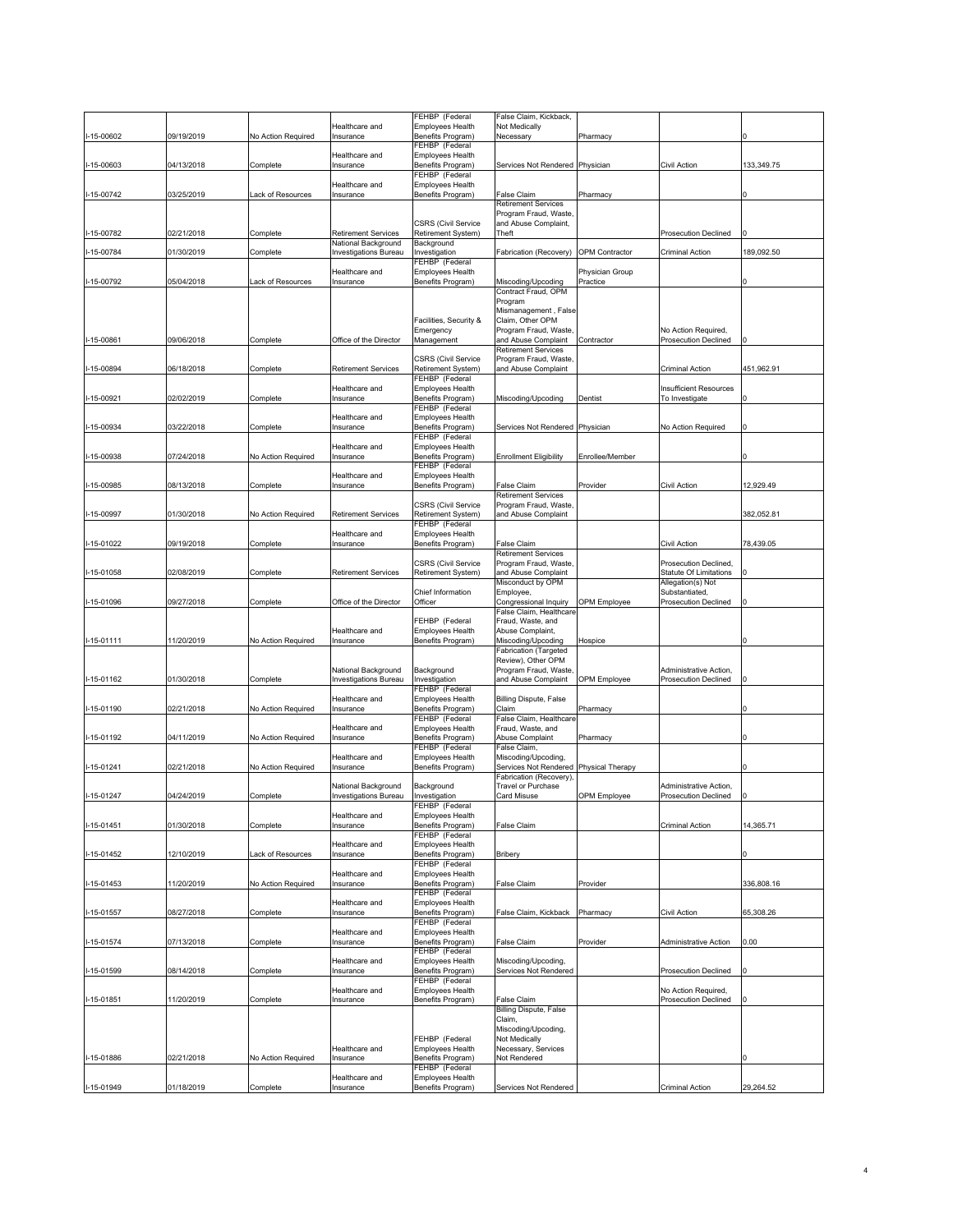| | | | | | | | | |
|---|---|---|---|---|---|---|---|---|
| I-15-00602 | 09/19/2019 | No Action Required | Healthcare and Insurance | FEHBP (Federal Employees Health Benefits Program) | False Claim, Kickback, Not Medically Necessary | Pharmacy | | 0 |
| I-15-00603 | 04/13/2018 | Complete | Healthcare and Insurance | FEHBP (Federal Employees Health Benefits Program) | Services Not Rendered | Physician | Civil Action | 133,349.75 |
| I-15-00742 | 03/25/2019 | Lack of Resources | Healthcare and Insurance | FEHBP (Federal Employees Health Benefits Program) | False Claim | Pharmacy | | 0 |
| I-15-00782 | 02/21/2018 | Complete | Retirement Services | CSRS (Civil Service Retirement System) | Retirement Services Program Fraud, Waste, and Abuse Complaint, Theft | | Prosecution Declined | 0 |
| I-15-00784 | 01/30/2019 | Complete | National Background Investigations Bureau | Background Investigation | Fabrication (Recovery) | OPM Contractor | Criminal Action | 189,092.50 |
| I-15-00792 | 05/04/2018 | Lack of Resources | Healthcare and Insurance | FEHBP (Federal Employees Health Benefits Program) | Miscoding/Upcoding | Physician Group Practice | | 0 |
| I-15-00861 | 09/06/2018 | Complete | Office of the Director | Facilities, Security & Emergency Management | Contract Fraud, OPM Program Mismanagement , False Claim, Other OPM Program Fraud, Waste, and Abuse Complaint | Contractor | No Action Required, Prosecution Declined | 0 |
| I-15-00894 | 06/18/2018 | Complete | Retirement Services | CSRS (Civil Service Retirement System) | Retirement Services Program Fraud, Waste, and Abuse Complaint | | Criminal Action | 451,962.91 |
| I-15-00921 | 02/02/2019 | Complete | Healthcare and Insurance | FEHBP (Federal Employees Health Benefits Program) | Miscoding/Upcoding | Dentist | Insufficient Resources To Investigate | 0 |
| I-15-00934 | 03/22/2018 | Complete | Healthcare and Insurance | FEHBP (Federal Employees Health Benefits Program) | Services Not Rendered | Physician | No Action Required | 0 |
| I-15-00938 | 07/24/2018 | No Action Required | Healthcare and Insurance | FEHBP (Federal Employees Health Benefits Program) | Enrollment Eligibility | Enrollee/Member | | 0 |
| I-15-00985 | 08/13/2018 | Complete | Healthcare and Insurance | FEHBP (Federal Employees Health Benefits Program) | False Claim | Provider | Civil Action | 12,929.49 |
| I-15-00997 | 01/30/2018 | No Action Required | Retirement Services | CSRS (Civil Service Retirement System) | Retirement Services Program Fraud, Waste, and Abuse Complaint | | | 382,052.81 |
| I-15-01022 | 09/19/2018 | Complete | Healthcare and Insurance | FEHBP (Federal Employees Health Benefits Program) | False Claim | | Civil Action | 78,439.05 |
| I-15-01058 | 02/08/2019 | Complete | Retirement Services | CSRS (Civil Service Retirement System) | Retirement Services Program Fraud, Waste, and Abuse Complaint | | Prosecution Declined, Statute Of Limitations | 0 |
| I-15-01096 | 09/27/2018 | Complete | Office of the Director | Chief Information Officer | Misconduct by OPM Employee, Congressional Inquiry | OPM Employee | Allegation(s) Not Substantiated, Prosecution Declined | 0 |
| I-15-01111 | 11/20/2019 | No Action Required | Healthcare and Insurance | FEHBP (Federal Employees Health Benefits Program) | False Claim, Healthcare Fraud, Waste, and Abuse Complaint, Miscoding/Upcoding | Hospice | | 0 |
| I-15-01162 | 01/30/2018 | Complete | National Background Investigations Bureau | Background Investigation | Fabrication (Targeted Review), Other OPM Program Fraud, Waste, and Abuse Complaint | OPM Employee | Administrative Action, Prosecution Declined | 0 |
| I-15-01190 | 02/21/2018 | No Action Required | Healthcare and Insurance | FEHBP (Federal Employees Health Benefits Program) | Billing Dispute, False Claim | Pharmacy | | 0 |
| I-15-01192 | 04/11/2019 | No Action Required | Healthcare and Insurance | FEHBP (Federal Employees Health Benefits Program) | False Claim, Healthcare Fraud, Waste, and Abuse Complaint | Pharmacy | | 0 |
| I-15-01241 | 02/21/2018 | No Action Required | Healthcare and Insurance | FEHBP (Federal Employees Health Benefits Program) | False Claim, Miscoding/Upcoding, Services Not Rendered | Physical Therapy | | 0 |
| I-15-01247 | 04/24/2019 | Complete | National Background Investigations Bureau | Background Investigation | Fabrication (Recovery), Travel or Purchase Card Misuse | OPM Employee | Administrative Action, Prosecution Declined | 0 |
| I-15-01451 | 01/30/2018 | Complete | Healthcare and Insurance | FEHBP (Federal Employees Health Benefits Program) | False Claim | | Criminal Action | 14,365.71 |
| I-15-01452 | 12/10/2019 | Lack of Resources | Healthcare and Insurance | FEHBP (Federal Employees Health Benefits Program) | Bribery | | | 0 |
| I-15-01453 | 11/20/2019 | No Action Required | Healthcare and Insurance | FEHBP (Federal Employees Health Benefits Program) | False Claim | Provider | | 336,808.16 |
| I-15-01557 | 08/27/2018 | Complete | Healthcare and Insurance | FEHBP (Federal Employees Health Benefits Program) | False Claim, Kickback | Pharmacy | Civil Action | 65,308.26 |
| I-15-01574 | 07/13/2018 | Complete | Healthcare and Insurance | FEHBP (Federal Employees Health Benefits Program) | False Claim | Provider | Administrative Action | 0.00 |
| I-15-01599 | 08/14/2018 | Complete | Healthcare and Insurance | FEHBP (Federal Employees Health Benefits Program) | Miscoding/Upcoding, Services Not Rendered | | Prosecution Declined | 0 |
| I-15-01851 | 11/20/2019 | Complete | Healthcare and Insurance | FEHBP (Federal Employees Health Benefits Program) | False Claim | | No Action Required, Prosecution Declined | 0 |
| I-15-01886 | 02/21/2018 | No Action Required | Healthcare and Insurance | FEHBP (Federal Employees Health Benefits Program) | Billing Dispute, False Claim, Miscoding/Upcoding, Not Medically Necessary, Services Not Rendered | | | 0 |
| I-15-01949 | 01/18/2019 | Complete | Healthcare and Insurance | FEHBP (Federal Employees Health Benefits Program) | Services Not Rendered | | Criminal Action | 29,264.52 |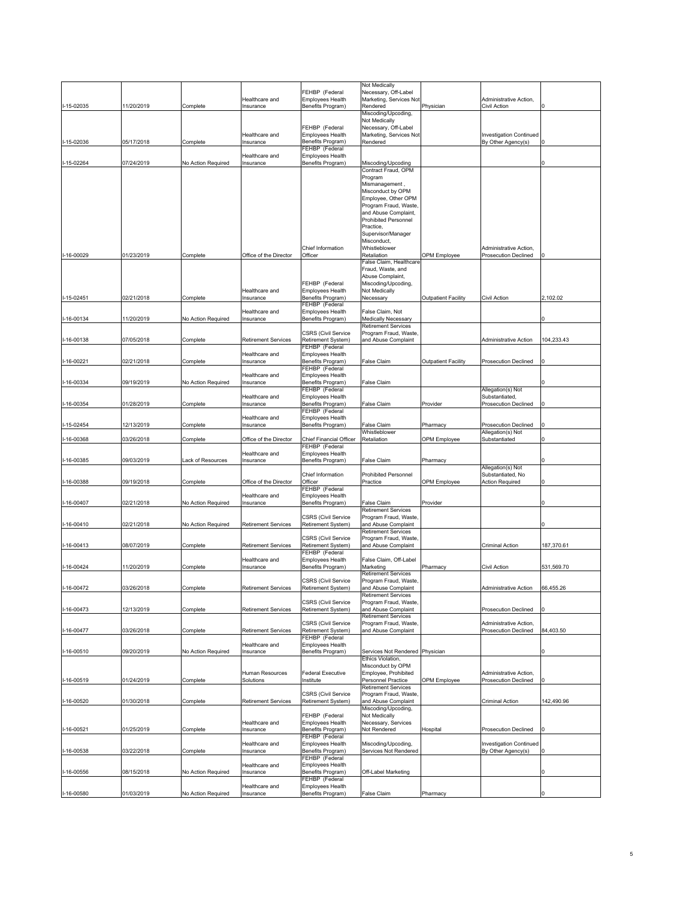| I-15-02035 | 11/20/2019 | Complete | Healthcare and Insurance | FEHBP (Federal Employees Health Benefits Program) | Not Medically Necessary, Off-Label Marketing, Services Not Rendered | Physician | Administrative Action, Civil Action | 0 |
|---|---|---|---|---|---|---|---|---|
| I-15-02036 | 05/17/2018 | Complete | Healthcare and Insurance | FEHBP (Federal Employees Health Benefits Program) | Miscoding/Upcoding, Not Medically Necessary, Off-Label Marketing, Services Not Rendered | | Investigation Continued By Other Agency(s) | 0 |
| I-15-02264 | 07/24/2019 | No Action Required | Healthcare and Insurance | FEHBP (Federal Employees Health Benefits Program) | Miscoding/Upcoding | | | 0 |
| I-16-00029 | 01/23/2019 | Complete | Office of the Director | Chief Information Officer | Contract Fraud, OPM Program Mismanagement , Misconduct by OPM Employee, Other OPM Program Fraud, Waste, and Abuse Complaint, Prohibited Personnel Practice, Supervisor/Manager Misconduct, Whistleblower Retaliation | OPM Employee | Administrative Action, Prosecution Declined | 0 |
| I-15-02451 | 02/21/2018 | Complete | Healthcare and Insurance | FEHBP (Federal Employees Health Benefits Program) | False Claim, Healthcare Fraud, Waste, and Abuse Complaint, Miscoding/Upcoding, Not Medically Necessary | Outpatient Facility | Civil Action | 2,102.02 |
| I-16-00134 | 11/20/2019 | No Action Required | Healthcare and Insurance | FEHBP (Federal Employees Health Benefits Program) | False Claim, Not Medically Necessary | | | 0 |
| I-16-00138 | 07/05/2018 | Complete | Retirement Services | CSRS (Civil Service Retirement System) | Retirement Services Program Fraud, Waste, and Abuse Complaint | | Administrative Action | 104,233.43 |
| I-16-00221 | 02/21/2018 | Complete | Healthcare and Insurance | FEHBP (Federal Employees Health Benefits Program) | False Claim | Outpatient Facility | Prosecution Declined | 0 |
| I-16-00334 | 09/19/2019 | No Action Required | Healthcare and Insurance | FEHBP (Federal Employees Health Benefits Program) | False Claim | | | 0 |
| I-16-00354 | 01/28/2019 | Complete | Healthcare and Insurance | FEHBP (Federal Employees Health Benefits Program) | False Claim | Provider | Allegation(s) Not Substantiated, Prosecution Declined | 0 |
| I-15-02454 | 12/13/2019 | Complete | Healthcare and Insurance | FEHBP (Federal Employees Health Benefits Program) | False Claim | Pharmacy | Prosecution Declined | 0 |
| I-16-00368 | 03/26/2018 | Complete | Office of the Director | Chief Financial Officer | Whistleblower Retaliation | OPM Employee | Allegation(s) Not Substantiated | 0 |
| I-16-00385 | 09/03/2019 | Lack of Resources | Healthcare and Insurance | FEHBP (Federal Employees Health Benefits Program) | False Claim | Pharmacy | | 0 |
| I-16-00388 | 09/19/2018 | Complete | Office of the Director | Chief Information Officer | Prohibited Personnel Practice | OPM Employee | Allegation(s) Not Substantiated, No Action Required | 0 |
| I-16-00407 | 02/21/2018 | No Action Required | Healthcare and Insurance | FEHBP (Federal Employees Health Benefits Program) | False Claim | Provider | | 0 |
| I-16-00410 | 02/21/2018 | No Action Required | Retirement Services | CSRS (Civil Service Retirement System) | Retirement Services Program Fraud, Waste, and Abuse Complaint | | | 0 |
| I-16-00413 | 08/07/2019 | Complete | Retirement Services | CSRS (Civil Service Retirement System) | Retirement Services Program Fraud, Waste, and Abuse Complaint | | Criminal Action | 187,370.61 |
| I-16-00424 | 11/20/2019 | Complete | Healthcare and Insurance | FEHBP (Federal Employees Health Benefits Program) | False Claim, Off-Label Marketing | Pharmacy | Civil Action | 531,569.70 |
| I-16-00472 | 03/26/2018 | Complete | Retirement Services | CSRS (Civil Service Retirement System) | Retirement Services Program Fraud, Waste, and Abuse Complaint | | Administrative Action | 66,455.26 |
| I-16-00473 | 12/13/2019 | Complete | Retirement Services | CSRS (Civil Service Retirement System) | Retirement Services Program Fraud, Waste, and Abuse Complaint | | Prosecution Declined | 0 |
| I-16-00477 | 03/26/2018 | Complete | Retirement Services | CSRS (Civil Service Retirement System) | Retirement Services Program Fraud, Waste, and Abuse Complaint | | Administrative Action, Prosecution Declined | 84,403.50 |
| I-16-00510 | 09/20/2019 | No Action Required | Healthcare and Insurance | FEHBP (Federal Employees Health Benefits Program) | Services Not Rendered | Physician | | 0 |
| I-16-00519 | 01/24/2019 | Complete | Human Resources Solutions | Federal Executive Institute | Ethics Violation, Misconduct by OPM Employee, Prohibited Personnel Practice | OPM Employee | Administrative Action, Prosecution Declined | 0 |
| I-16-00520 | 01/30/2018 | Complete | Retirement Services | CSRS (Civil Service Retirement System) | Retirement Services Program Fraud, Waste, and Abuse Complaint | | Criminal Action | 142,490.96 |
| I-16-00521 | 01/25/2019 | Complete | Healthcare and Insurance | FEHBP (Federal Employees Health Benefits Program) | Miscoding/Upcoding, Not Medically Necessary, Services Not Rendered | Hospital | Prosecution Declined | 0 |
| I-16-00538 | 03/22/2018 | Complete | Healthcare and Insurance | FEHBP (Federal Employees Health Benefits Program) | Miscoding/Upcoding, Services Not Rendered | | Investigation Continued By Other Agency(s) | 0 |
| I-16-00556 | 08/15/2018 | No Action Required | Healthcare and Insurance | FEHBP (Federal Employees Health Benefits Program) | Off-Label Marketing | | | 0 |
| I-16-00580 | 01/03/2019 | No Action Required | Healthcare and Insurance | FEHBP (Federal Employees Health Benefits Program) | False Claim | Pharmacy | | 0 |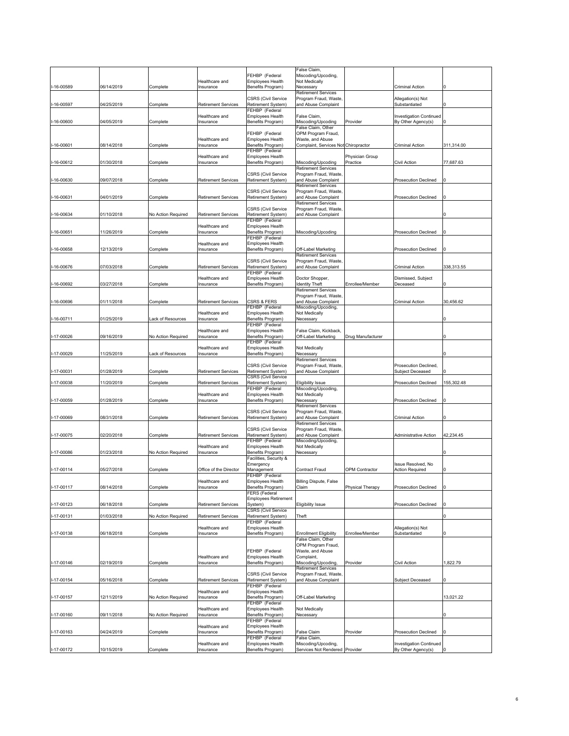| | | | | | | | | |
|---|---|---|---|---|---|---|---|---|
| I-16-00589 | 06/14/2019 | Complete | Healthcare and Insurance | FEHBP (Federal Employees Health Benefits Program) | False Claim, Miscoding/Upcoding, Not Medically Necessary | | Criminal Action | 0 |
| I-16-00597 | 04/25/2019 | Complete | Retirement Services | CSRS (Civil Service Retirement System) | Retirement Services Program Fraud, Waste, and Abuse Complaint | | Allegation(s) Not Substantiated | 0 |
| I-16-00600 | 04/05/2019 | Complete | Healthcare and Insurance | FEHBP (Federal Employees Health Benefits Program) | False Claim, Miscoding/Upcoding | Provider | Investigation Continued By Other Agency(s) | 0 |
| I-16-00601 | 08/14/2018 | Complete | Healthcare and Insurance | FEHBP (Federal Employees Health Benefits Program) | False Claim, Other OPM Program Fraud, Waste, and Abuse Complaint, Services Not Rendered | Chiropractor | Criminal Action | 311,314.00 |
| I-16-00612 | 01/30/2018 | Complete | Healthcare and Insurance | FEHBP (Federal Employees Health Benefits Program) | Miscoding/Upcoding | Physician Group Practice | Civil Action | 77,687.63 |
| I-16-00630 | 09/07/2018 | Complete | Retirement Services | CSRS (Civil Service Retirement System) | Retirement Services Program Fraud, Waste, and Abuse Complaint | | Prosecution Declined | 0 |
| I-16-00631 | 04/01/2019 | Complete | Retirement Services | CSRS (Civil Service Retirement System) | Retirement Services Program Fraud, Waste, and Abuse Complaint | | Prosecution Declined | 0 |
| I-16-00634 | 01/10/2018 | No Action Required | Retirement Services | CSRS (Civil Service Retirement System) | Retirement Services Program Fraud, Waste, and Abuse Complaint | | | 0 |
| I-16-00651 | 11/26/2019 | Complete | Healthcare and Insurance | FEHBP (Federal Employees Health Benefits Program) | Miscoding/Upcoding | | Prosecution Declined | 0 |
| I-16-00658 | 12/13/2019 | Complete | Healthcare and Insurance | FEHBP (Federal Employees Health Benefits Program) | Off-Label Marketing | | Prosecution Declined | 0 |
| I-16-00676 | 07/03/2018 | Complete | Retirement Services | CSRS (Civil Service Retirement System) | Retirement Services Program Fraud, Waste, and Abuse Complaint | | Criminal Action | 338,313.55 |
| I-16-00692 | 03/27/2018 | Complete | Healthcare and Insurance | FEHBP (Federal Employees Health Benefits Program) | Doctor Shopper, Identity Theft | Enrollee/Member | Dismissed, Subject Deceased | 0 |
| I-16-00696 | 01/11/2018 | Complete | Retirement Services | CSRS & FERS | Retirement Services Program Fraud, Waste, and Abuse Complaint | | Criminal Action | 30,456.62 |
| I-16-00711 | 01/25/2019 | Lack of Resources | Healthcare and Insurance | FEHBP (Federal Employees Health Benefits Program) | Miscoding/Upcoding, Not Medically Necessary | | | 0 |
| I-17-00026 | 09/16/2019 | No Action Required | Healthcare and Insurance | FEHBP (Federal Employees Health Benefits Program) | False Claim, Kickback, Off-Label Marketing | Drug Manufacturer | | 0 |
| I-17-00029 | 11/25/2019 | Lack of Resources | Healthcare and Insurance | FEHBP (Federal Employees Health Benefits Program) | Not Medically Necessary | | | 0 |
| I-17-00031 | 01/28/2019 | Complete | Retirement Services | CSRS (Civil Service Retirement System) | Retirement Services Program Fraud, Waste, and Abuse Complaint | | Prosecution Declined, Subject Deceased | 0 |
| I-17-00038 | 11/20/2019 | Complete | Retirement Services | CSRS (Civil Service Retirement System) | Eligibility Issue | | Prosecution Declined | 155,302.48 |
| I-17-00059 | 01/28/2019 | Complete | Healthcare and Insurance | FEHBP (Federal Employees Health Benefits Program) | Miscoding/Upcoding, Not Medically Necessary | | Prosecution Declined | 0 |
| I-17-00069 | 08/31/2018 | Complete | Retirement Services | CSRS (Civil Service Retirement System) | Retirement Services Program Fraud, Waste, and Abuse Complaint | | Criminal Action | 0 |
| I-17-00075 | 02/20/2018 | Complete | Retirement Services | CSRS (Civil Service Retirement System) | Retirement Services Program Fraud, Waste, and Abuse Complaint | | Administrative Action | 42,234.45 |
| I-17-00086 | 01/23/2018 | No Action Required | Healthcare and Insurance | FEHBP (Federal Employees Health Benefits Program) | Miscoding/Upcoding, Not Medically Necessary | | | 0 |
| I-17-00114 | 05/27/2018 | Complete | Office of the Director | Facilities, Security & Emergency Management | Contract Fraud | OPM Contractor | Issue Resolved, No Action Required | 0 |
| I-17-00117 | 08/14/2018 | Complete | Healthcare and Insurance | FEHBP (Federal Employees Health Benefits Program) | Billing Dispute, False Claim | Physical Therapy | Prosecution Declined | 0 |
| I-17-00123 | 06/18/2018 | Complete | Retirement Services | FERS (Federal Employees Retirement System) | Eligibility Issue | | Prosecution Declined | 0 |
| I-17-00131 | 01/03/2018 | No Action Required | Retirement Services | CSRS (Civil Service Retirement System) | Theft | | | 0 |
| I-17-00138 | 06/18/2018 | Complete | Healthcare and Insurance | FEHBP (Federal Employees Health Benefits Program) | Enrollment Eligibility | Enrollee/Member | Allegation(s) Not Substantiated | 0 |
| I-17-00146 | 02/19/2019 | Complete | Healthcare and Insurance | FEHBP (Federal Employees Health Benefits Program) | False Claim, Other OPM Program Fraud, Waste, and Abuse Complaint, Miscoding/Upcoding, | Provider | Civil Action | 1,822.79 |
| I-17-00154 | 05/16/2018 | Complete | Retirement Services | CSRS (Civil Service Retirement System) | Retirement Services Program Fraud, Waste, and Abuse Complaint | | Subject Deceased | 0 |
| I-17-00157 | 12/11/2019 | No Action Required | Healthcare and Insurance | FEHBP (Federal Employees Health Benefits Program) | Off-Label Marketing | | | 13,021.22 |
| I-17-00160 | 09/11/2018 | No Action Required | Healthcare and Insurance | FEHBP (Federal Employees Health Benefits Program) | Not Medically Necessary | | | 0 |
| I-17-00163 | 04/24/2019 | Complete | Healthcare and Insurance | FEHBP (Federal Employees Health Benefits Program) | False Claim | Provider | Prosecution Declined | 0 |
| I-17-00172 | 10/15/2019 | Complete | Healthcare and Insurance | FEHBP (Federal Employees Health Benefits Program) | False Claim, Miscoding/Upcoding, Services Not Rendered | Provider | Investigation Continued By Other Agency(s) | 0 |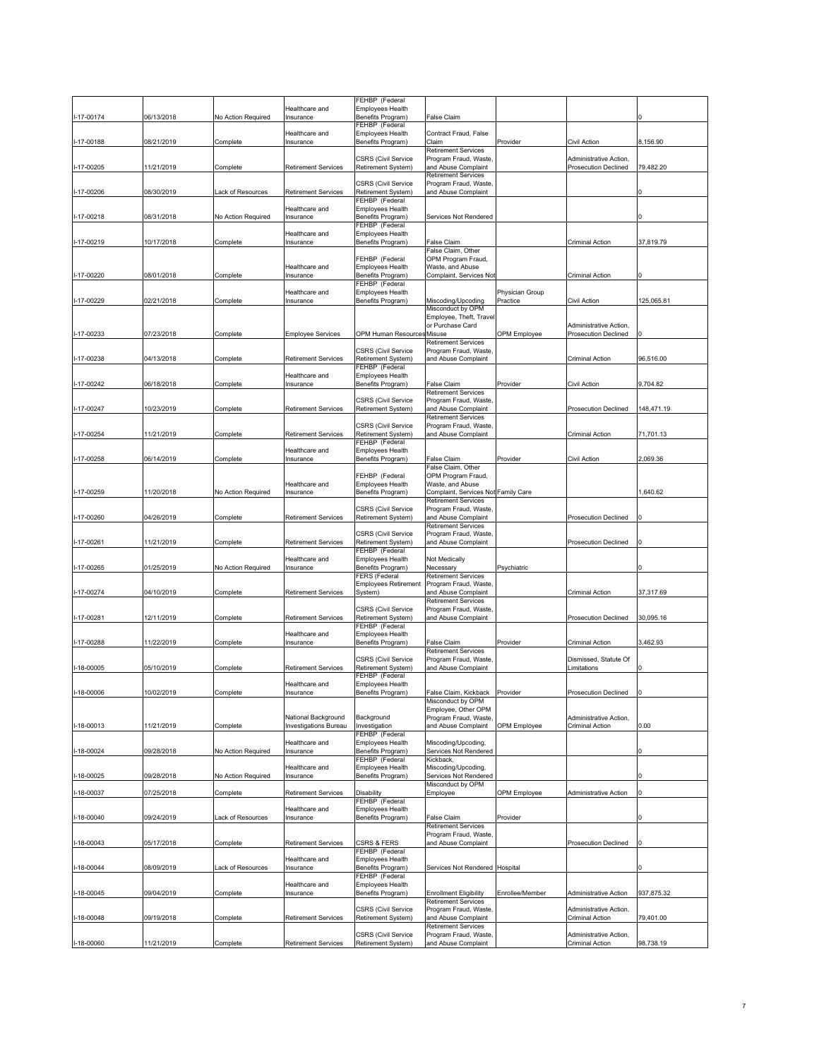| | | | | | | | | |
|---|---|---|---|---|---|---|---|---|
| I-17-00174 | 06/13/2018 | No Action Required | Healthcare and Insurance | FEHBP (Federal Employees Health Benefits Program) | False Claim | | | 0 |
| I-17-00188 | 08/21/2019 | Complete | Healthcare and Insurance | FEHBP (Federal Employees Health Benefits Program) | Contract Fraud, False Claim | Provider | Civil Action | 8,156.90 |
| I-17-00205 | 11/21/2019 | Complete | Retirement Services | CSRS (Civil Service Retirement System) | Retirement Services Program Fraud, Waste, and Abuse Complaint | | Administrative Action, Prosecution Declined | 79,482.20 |
| I-17-00206 | 08/30/2019 | Lack of Resources | Retirement Services | CSRS (Civil Service Retirement System) | Retirement Services Program Fraud, Waste, and Abuse Complaint | | | 0 |
| I-17-00218 | 08/31/2018 | No Action Required | Healthcare and Insurance | FEHBP (Federal Employees Health Benefits Program) | Services Not Rendered | | | 0 |
| I-17-00219 | 10/17/2018 | Complete | Healthcare and Insurance | FEHBP (Federal Employees Health Benefits Program) | False Claim | | Criminal Action | 37,819.79 |
| I-17-00220 | 08/01/2018 | Complete | Healthcare and Insurance | FEHBP (Federal Employees Health Benefits Program) | False Claim, Other OPM Program Fraud, Waste, and Abuse Complaint, Services Not | | Criminal Action | 0 |
| I-17-00229 | 02/21/2018 | Complete | Healthcare and Insurance | FEHBP (Federal Employees Health Benefits Program) | Miscoding/Upcoding | Physician Group Practice | Civil Action | 125,065.81 |
| I-17-00233 | 07/23/2018 | Complete | Employee Services | OPM Human Resources | Misconduct by OPM Employee, Theft, Travel or Purchase Card Misuse | OPM Employee | Administrative Action, Prosecution Declined | 0 |
| I-17-00238 | 04/13/2018 | Complete | Retirement Services | CSRS (Civil Service Retirement System) | Retirement Services Program Fraud, Waste, and Abuse Complaint | | Criminal Action | 96,516.00 |
| I-17-00242 | 06/18/2018 | Complete | Healthcare and Insurance | FEHBP (Federal Employees Health Benefits Program) | False Claim | Provider | Civil Action | 9,704.82 |
| I-17-00247 | 10/23/2019 | Complete | Retirement Services | CSRS (Civil Service Retirement System) | Retirement Services Program Fraud, Waste, and Abuse Complaint | | Prosecution Declined | 148,471.19 |
| I-17-00254 | 11/21/2019 | Complete | Retirement Services | CSRS (Civil Service Retirement System) | Retirement Services Program Fraud, Waste, and Abuse Complaint | | Criminal Action | 71,701.13 |
| I-17-00258 | 06/14/2019 | Complete | Healthcare and Insurance | FEHBP (Federal Employees Health Benefits Program) | False Claim | Provider | Civil Action | 2,069.36 |
| I-17-00259 | 11/20/2018 | No Action Required | Healthcare and Insurance | FEHBP (Federal Employees Health Benefits Program) | False Claim, Other OPM Program Fraud, Waste, and Abuse Complaint, Services Not | Family Care | | 1,640.62 |
| I-17-00260 | 04/26/2019 | Complete | Retirement Services | CSRS (Civil Service Retirement System) | Retirement Services Program Fraud, Waste, and Abuse Complaint | | Prosecution Declined | 0 |
| I-17-00261 | 11/21/2019 | Complete | Retirement Services | CSRS (Civil Service Retirement System) | Retirement Services Program Fraud, Waste, and Abuse Complaint | | Prosecution Declined | 0 |
| I-17-00265 | 01/25/2019 | No Action Required | Healthcare and Insurance | FEHBP (Federal Employees Health Benefits Program) | Not Medically Necessary | Psychiatric | | 0 |
| I-17-00274 | 04/10/2019 | Complete | Retirement Services | FERS (Federal Employees Retirement System) | Retirement Services Program Fraud, Waste, and Abuse Complaint | | Criminal Action | 37,317.69 |
| I-17-00281 | 12/11/2019 | Complete | Retirement Services | CSRS (Civil Service Retirement System) | Retirement Services Program Fraud, Waste, and Abuse Complaint | | Prosecution Declined | 30,095.16 |
| I-17-00288 | 11/22/2019 | Complete | Healthcare and Insurance | FEHBP (Federal Employees Health Benefits Program) | False Claim | Provider | Criminal Action | 3,462.93 |
| I-18-00005 | 05/10/2019 | Complete | Retirement Services | CSRS (Civil Service Retirement System) | Retirement Services Program Fraud, Waste, and Abuse Complaint | | Dismissed, Statute Of Limitations | 0 |
| I-18-00006 | 10/02/2019 | Complete | Healthcare and Insurance | FEHBP (Federal Employees Health Benefits Program) | False Claim, Kickback | Provider | Prosecution Declined | 0 |
| I-18-00013 | 11/21/2019 | Complete | National Background Investigations Bureau | Background Investigation | Misconduct by OPM Employee, Other OPM Program Fraud, Waste, and Abuse Complaint | OPM Employee | Administrative Action, Criminal Action | 0.00 |
| I-18-00024 | 09/28/2018 | No Action Required | Healthcare and Insurance | FEHBP (Federal Employees Health Benefits Program) | Miscoding/Upcoding, Services Not Rendered | | | 0 |
| I-18-00025 | 09/28/2018 | No Action Required | Healthcare and Insurance | FEHBP (Federal Employees Health Benefits Program) | Kickback, Miscoding/Upcoding, Services Not Rendered | | | 0 |
| I-18-00037 | 07/25/2018 | Complete | Retirement Services | Disability | Misconduct by OPM Employee | OPM Employee | Administrative Action | 0 |
| I-18-00040 | 09/24/2019 | Lack of Resources | Healthcare and Insurance | FEHBP (Federal Employees Health Benefits Program) | False Claim | Provider | | 0 |
| I-18-00043 | 05/17/2018 | Complete | Retirement Services | CSRS & FERS | Retirement Services Program Fraud, Waste, and Abuse Complaint | | Prosecution Declined | 0 |
| I-18-00044 | 08/09/2019 | Lack of Resources | Healthcare and Insurance | FEHBP (Federal Employees Health Benefits Program) | Services Not Rendered | Hospital | | 0 |
| I-18-00045 | 09/04/2019 | Complete | Healthcare and Insurance | FEHBP (Federal Employees Health Benefits Program) | Enrollment Eligibility | Enrollee/Member | Administrative Action | 937,875.32 |
| I-18-00048 | 09/19/2018 | Complete | Retirement Services | CSRS (Civil Service Retirement System) | Retirement Services Program Fraud, Waste, and Abuse Complaint | | Administrative Action, Criminal Action | 79,401.00 |
| I-18-00060 | 11/21/2019 | Complete | Retirement Services | CSRS (Civil Service Retirement System) | Retirement Services Program Fraud, Waste, and Abuse Complaint | | Administrative Action, Criminal Action | 98,738.19 |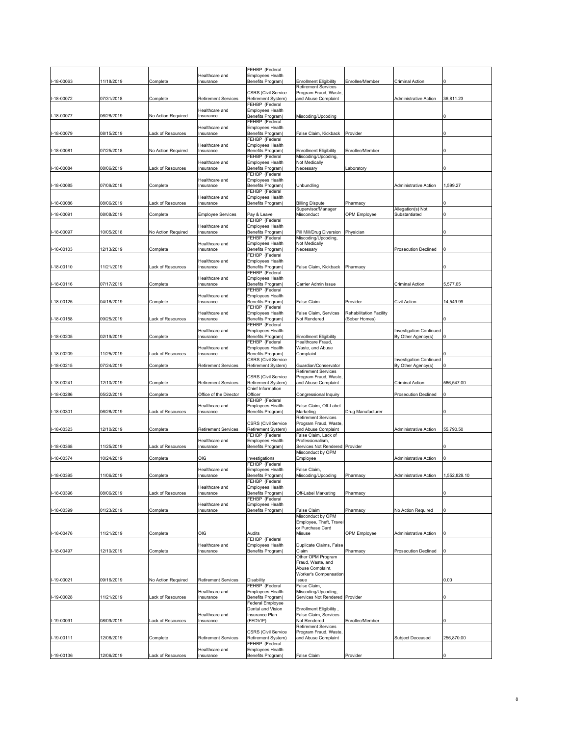| I-18-00063 | 11/18/2019 | Complete | Healthcare and Insurance | FEHBP (Federal Employees Health Benefits Program) | Enrollment Eligibility | Enrollee/Member | Criminal Action | 0 |
|---|---|---|---|---|---|---|---|---|
| I-18-00072 | 07/31/2018 | Complete | Retirement Services | CSRS (Civil Service Retirement System) | Retirement Services Program Fraud, Waste, and Abuse Complaint | | Administrative Action | 36,811.23 |
| I-18-00077 | 06/28/2019 | No Action Required | Healthcare and Insurance | FEHBP (Federal Employees Health Benefits Program) | Miscoding/Upcoding | | | 0 |
| I-18-00079 | 08/15/2019 | Lack of Resources | Healthcare and Insurance | FEHBP (Federal Employees Health Benefits Program) | False Claim, Kickback | Provider | | 0 |
| I-18-00081 | 07/25/2018 | No Action Required | Healthcare and Insurance | FEHBP (Federal Employees Health Benefits Program) | Enrollment Eligibility | Enrollee/Member | | 0 |
| I-18-00084 | 08/06/2019 | Lack of Resources | Healthcare and Insurance | FEHBP (Federal Employees Health Benefits Program) | Miscoding/Upcoding, Not Medically Necessary | Laboratory | | 0 |
| I-18-00085 | 07/09/2018 | Complete | Healthcare and Insurance | FEHBP (Federal Employees Health Benefits Program) | Unbundling | | Administrative Action | 1,599.27 |
| I-18-00086 | 08/06/2019 | Lack of Resources | Healthcare and Insurance | FEHBP (Federal Employees Health Benefits Program) | Billing Dispute | Pharmacy | | 0 |
| I-18-00091 | 08/08/2019 | Complete | Employee Services | Pay & Leave | Supervisor/Manager Misconduct | OPM Employee | Allegation(s) Not Substantiated | 0 |
| I-18-00097 | 10/05/2018 | No Action Required | Healthcare and Insurance | FEHBP (Federal Employees Health Benefits Program) | Pill Mill/Drug Diversion | Physician | | 0 |
| I-18-00103 | 12/13/2019 | Complete | Healthcare and Insurance | FEHBP (Federal Employees Health Benefits Program) | Miscoding/Upcoding, Not Medically Necessary | | Prosecution Declined | 0 |
| I-18-00110 | 11/21/2019 | Lack of Resources | Healthcare and Insurance | FEHBP (Federal Employees Health Benefits Program) | False Claim, Kickback | Pharmacy | | 0 |
| I-18-00116 | 07/17/2019 | Complete | Healthcare and Insurance | FEHBP (Federal Employees Health Benefits Program) | Carrier Admin Issue | | Criminal Action | 5,577.65 |
| I-18-00125 | 04/18/2019 | Complete | Healthcare and Insurance | FEHBP (Federal Employees Health Benefits Program) | False Claim | Provider | Civil Action | 14,549.99 |
| I-18-00158 | 09/25/2019 | Lack of Resources | Healthcare and Insurance | FEHBP (Federal Employees Health Benefits Program) | False Claim, Services Not Rendered | Rehabilitation Facility (Sober Homes) | | 0 |
| I-18-00205 | 02/19/2019 | Complete | Healthcare and Insurance | FEHBP (Federal Employees Health Benefits Program) | Enrollment Eligibility | | Investigation Continued By Other Agency(s) | 0 |
| I-18-00209 | 11/25/2019 | Lack of Resources | Healthcare and Insurance | FEHBP (Federal Employees Health Benefits Program) | Healthcare Fraud, Waste, and Abuse Complaint | | | 0 |
| I-18-00215 | 07/24/2019 | Complete | Retirement Services | CSRS (Civil Service Retirement System) | Guardian/Conservator | | Investigation Continued By Other Agency(s) | 0 |
| I-18-00241 | 12/10/2019 | Complete | Retirement Services | CSRS (Civil Service Retirement System) | Retirement Services Program Fraud, Waste, and Abuse Complaint | | Criminal Action | 566,547.00 |
| I-18-00286 | 05/22/2019 | Complete | Office of the Director | Chief Information Officer | Congressional Inquiry | | Prosecution Declined | 0 |
| I-18-00301 | 06/28/2019 | Lack of Resources | Healthcare and Insurance | FEHBP (Federal Employees Health Benefits Program) | False Claim, Off-Label Marketing | Drug Manufacturer | | 0 |
| I-18-00323 | 12/10/2019 | Complete | Retirement Services | CSRS (Civil Service Retirement System) | Retirement Services Program Fraud, Waste, and Abuse Complaint | | Administrative Action | 55,790.50 |
| I-18-00368 | 11/25/2019 | Lack of Resources | Healthcare and Insurance | FEHBP (Federal Employees Health Benefits Program) | False Claim, Lack of Professionalism, Services Not Rendered | Provider | | 0 |
| I-18-00374 | 10/24/2019 | Complete | OIG | Investigations | Misconduct by OPM Employee | | Administrative Action | 0 |
| I-18-00395 | 11/06/2019 | Complete | Healthcare and Insurance | FEHBP (Federal Employees Health Benefits Program) | False Claim, Miscoding/Upcoding | Pharmacy | Administrative Action | 1,552,829.10 |
| I-18-00396 | 08/06/2019 | Lack of Resources | Healthcare and Insurance | FEHBP (Federal Employees Health Benefits Program) | Off-Label Marketing | Pharmacy | | 0 |
| I-18-00399 | 01/23/2019 | Complete | Healthcare and Insurance | FEHBP (Federal Employees Health Benefits Program) | False Claim | Pharmacy | No Action Required | 0 |
| I-18-00476 | 11/21/2019 | Complete | OIG | Audits | Misconduct by OPM Employee, Theft, Travel or Purchase Card Misuse | OPM Employee | Administrative Action | 0 |
| I-18-00497 | 12/10/2019 | Complete | Healthcare and Insurance | FEHBP (Federal Employees Health Benefits Program) | Duplicate Claims, False Claim | Pharmacy | Prosecution Declined | 0 |
| I-19-00021 | 09/16/2019 | No Action Required | Retirement Services | Disability | Other OPM Program Fraud, Waste, and Abuse Complaint, Worker's Compensation Issue | | | 0.00 |
| I-19-00028 | 11/21/2019 | Lack of Resources | Healthcare and Insurance | FEHBP (Federal Employees Health Benefits Program) | False Claim, Miscoding/Upcoding, Services Not Rendered | Provider | | 0 |
| I-19-00091 | 08/09/2019 | Lack of Resources | Healthcare and Insurance | Federal Employee Dental and Vision Insurance Plan (FEDVIP) | Enrollment Eligibility , False Claim, Services Not Rendered | Enrollee/Member | | 0 |
| I-19-00111 | 12/06/2019 | Complete | Retirement Services | CSRS (Civil Service Retirement System) | Retirement Services Program Fraud, Waste, and Abuse Complaint | | Subject Deceased | 256,870.00 |
| I-19-00136 | 12/06/2019 | Lack of Resources | Healthcare and Insurance | FEHBP (Federal Employees Health Benefits Program) | False Claim | Provider | | 0 |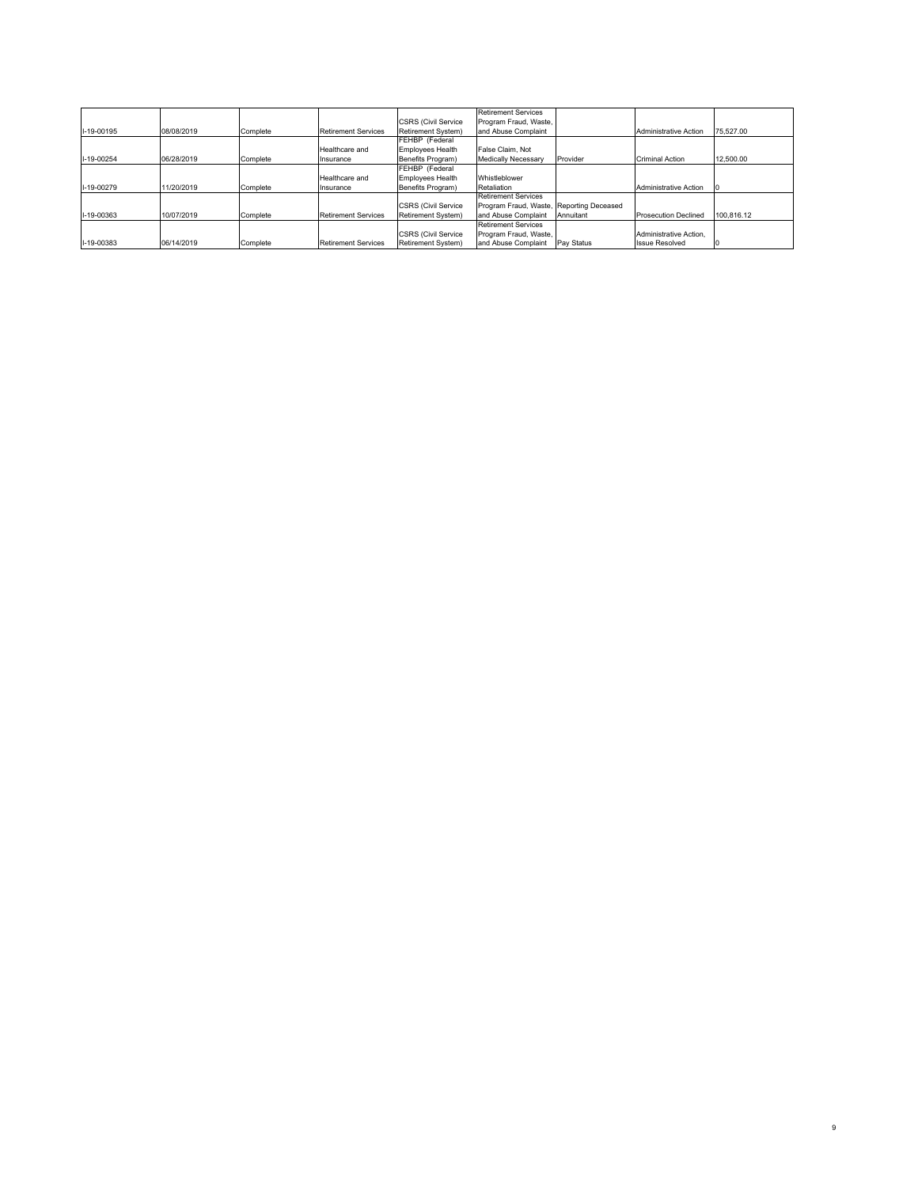| | | | | | | | | |
|---|---|---|---|---|---|---|---|---|
| I-19-00195 | 08/08/2019 | Complete | Retirement Services | CSRS (Civil Service Retirement System) | Retirement Services Program Fraud, Waste, and Abuse Complaint | | Administrative Action | 75,527.00 |
| I-19-00254 | 06/28/2019 | Complete | Healthcare and Insurance | FEHBP (Federal Employees Health Benefits Program) | False Claim, Not Medically Necessary | Provider | Criminal Action | 12,500.00 |
| I-19-00279 | 11/20/2019 | Complete | Healthcare and Insurance | FEHBP (Federal Employees Health Benefits Program) | Whistleblower Retaliation | | Administrative Action | 0 |
| I-19-00363 | 10/07/2019 | Complete | Retirement Services | CSRS (Civil Service Retirement System) | Retirement Services Program Fraud, Waste, and Abuse Complaint | Reporting Deceased Annuitant | Prosecution Declined | 100,816.12 |
| I-19-00383 | 06/14/2019 | Complete | Retirement Services | CSRS (Civil Service Retirement System) | Retirement Services Program Fraud, Waste, and Abuse Complaint | Pay Status | Administrative Action, Issue Resolved | 0 |